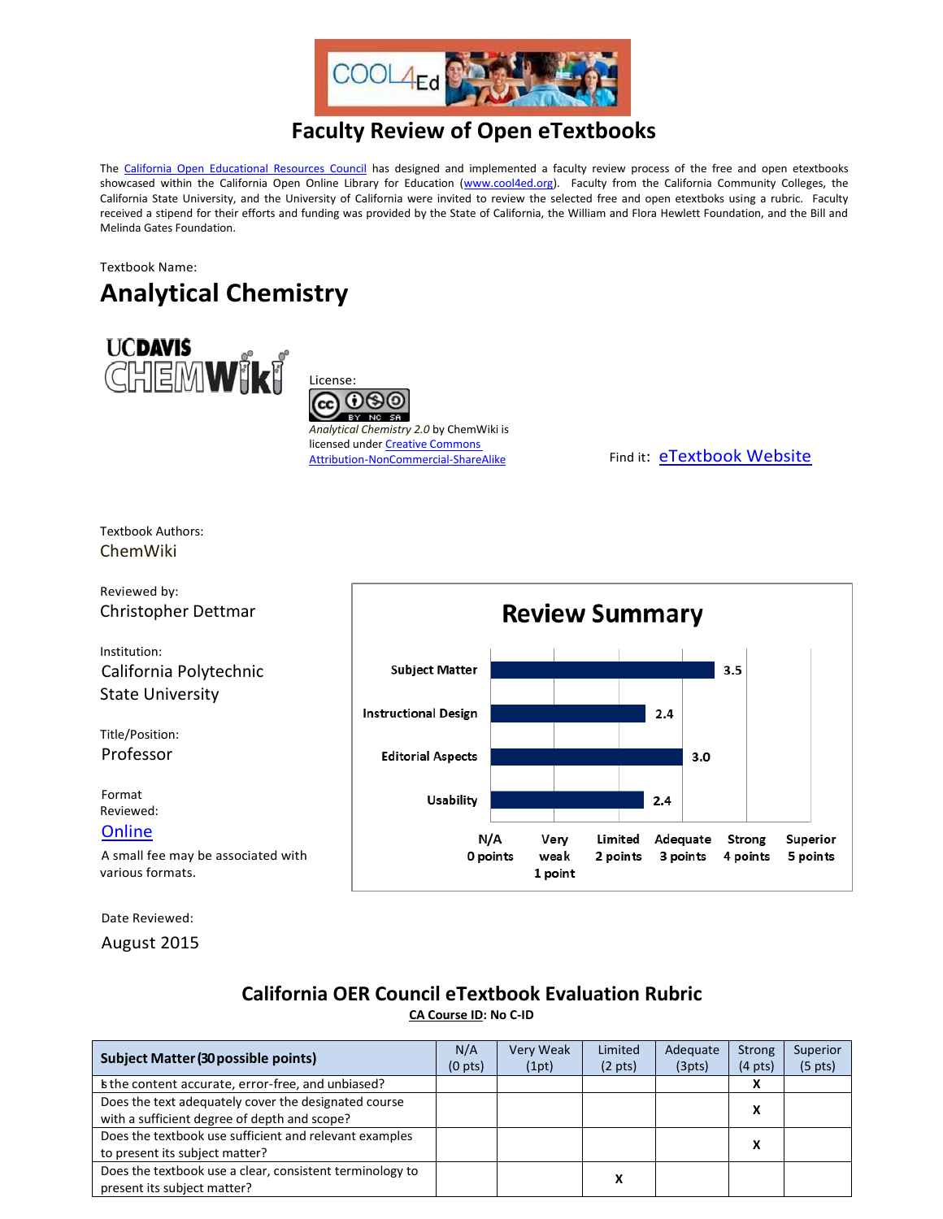# Faculty Review of Open eTextbooks

The California Open Educational Resources Council has designed and implemented a faculty review process of the free and open etextbooks showcased within the California Open Online Library for Education (www.cool4ed.org). Faculty from the California Community Colleges, the California State University, and the University of California were invited to review the selected free and open etextboks using a rubric. Faculty received a stipend for their efforts and funding was provided by the State of California, the William and Flora Hewlett Foundation, and the Bill and Melinda Gates Foundation.

Textbook Name:

## Analytical Chemistry

License:

*Analytical Chemistry 2.0* by ChemWiki is licensed under Creative Commons Attribution-NonCommercial-ShareAlike

Find it: eTextbook Website

Textbook Authors:
ChemWiki

Reviewed by:
Christopher Dettmar

Institution:
California Polytechnic State University

Title/Position:
Professor

Format Reviewed:
Online

A small fee may be associated with various formats.

Date Reviewed:
August 2015

## Review Summary

| Category | Score |
|---|---|
| Subject Matter | 3.5 |
| Instructional Design | 2.4 |
| Editorial Aspects | 3.0 |
| Usability | 2.4 |

Scale: N/A 0 points; Very weak 1 point; Limited 2 points; Adequate 3 points; Strong 4 points; Superior 5 points

## California OER Council eTextbook Evaluation Rubric

CA Course ID: No C-ID

| Subject Matter (30 possible points) | N/A (0 pts) | Very Weak (1pt) | Limited (2 pts) | Adequate (3pts) | Strong (4 pts) | Superior (5 pts) |
|---|---|---|---|---|---|---|
| Is the content accurate, error-free, and unbiased? | | | | | X | |
| Does the text adequately cover the designated course with a sufficient degree of depth and scope? | | | | | X | |
| Does the textbook use sufficient and relevant examples to present its subject matter? | | | | | X | |
| Does the textbook use a clear, consistent terminology to present its subject matter? | | | X | | | |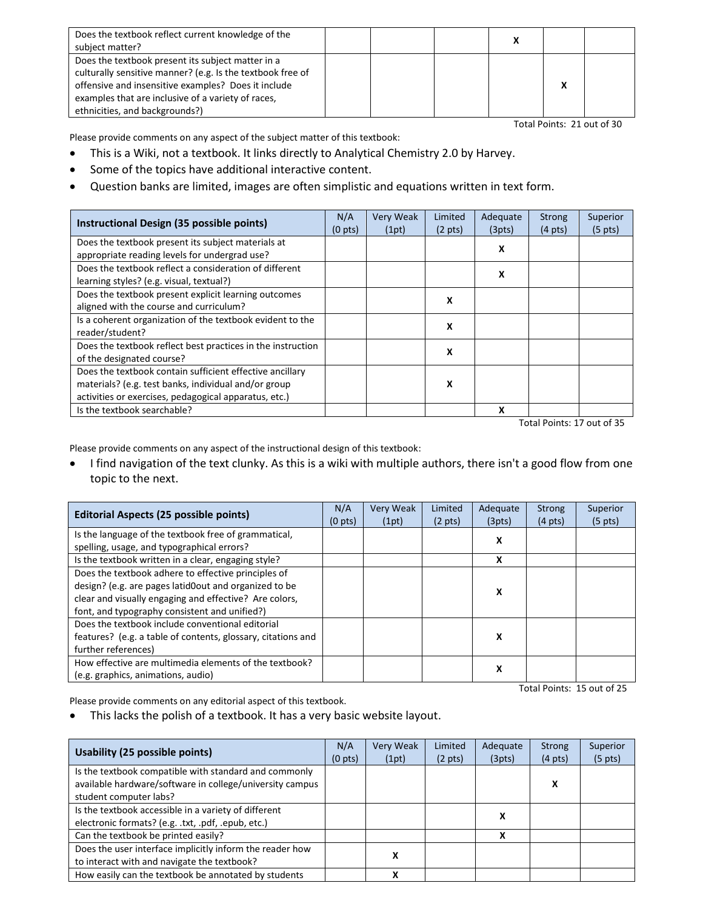| | | | | | | |
|---|---|---|---|---|---|---|
| Does the textbook reflect current knowledge of the subject matter? | | | | X | | |
| Does the textbook present its subject matter in a culturally sensitive manner? (e.g. Is the textbook free of offensive and insensitive examples? Does it include examples that are inclusive of a variety of races, ethnicities, and backgrounds?) | | | | | X | |

Total Points: 21 out of 30

Please provide comments on any aspect of the subject matter of this textbook:

- This is a Wiki, not a textbook. It links directly to Analytical Chemistry 2.0 by Harvey.
- Some of the topics have additional interactive content.
- Question banks are limited, images are often simplistic and equations written in text form.

| **Instructional Design (35 possible points)** | N/A (0 pts) | Very Weak (1pt) | Limited (2 pts) | Adequate (3pts) | Strong (4 pts) | Superior (5 pts) |
|---|---|---|---|---|---|---|
| Does the textbook present its subject materials at appropriate reading levels for undergrad use? | | | | X | | |
| Does the textbook reflect a consideration of different learning styles? (e.g. visual, textual?) | | | | X | | |
| Does the textbook present explicit learning outcomes aligned with the course and curriculum? | | | X | | | |
| Is a coherent organization of the textbook evident to the reader/student? | | | X | | | |
| Does the textbook reflect best practices in the instruction of the designated course? | | | X | | | |
| Does the textbook contain sufficient effective ancillary materials? (e.g. test banks, individual and/or group activities or exercises, pedagogical apparatus, etc.) | | | X | | | |
| Is the textbook searchable? | | | | X | | |

Total Points: 17 out of 35

Please provide comments on any aspect of the instructional design of this textbook:

- I find navigation of the text clunky. As this is a wiki with multiple authors, there isn't a good flow from one topic to the next.

| **Editorial Aspects (25 possible points)** | N/A (0 pts) | Very Weak (1pt) | Limited (2 pts) | Adequate (3pts) | Strong (4 pts) | Superior (5 pts) |
|---|---|---|---|---|---|---|
| Is the language of the textbook free of grammatical, spelling, usage, and typographical errors? | | | | X | | |
| Is the textbook written in a clear, engaging style? | | | | X | | |
| Does the textbook adhere to effective principles of design? (e.g. are pages latid0out and organized to be clear and visually engaging and effective? Are colors, font, and typography consistent and unified?) | | | | X | | |
| Does the textbook include conventional editorial features? (e.g. a table of contents, glossary, citations and further references) | | | | X | | |
| How effective are multimedia elements of the textbook? (e.g. graphics, animations, audio) | | | | X | | |

Total Points: 15 out of 25

Please provide comments on any editorial aspect of this textbook.

- This lacks the polish of a textbook. It has a very basic website layout.

| **Usability (25 possible points)** | N/A (0 pts) | Very Weak (1pt) | Limited (2 pts) | Adequate (3pts) | Strong (4 pts) | Superior (5 pts) |
|---|---|---|---|---|---|---|
| Is the textbook compatible with standard and commonly available hardware/software in college/university campus student computer labs? | | | | | X | |
| Is the textbook accessible in a variety of different electronic formats? (e.g. .txt, .pdf, .epub, etc.) | | | | X | | |
| Can the textbook be printed easily? | | | | X | | |
| Does the user interface implicitly inform the reader how to interact with and navigate the textbook? | | X | | | | |
| How easily can the textbook be annotated by students | | X | | | | |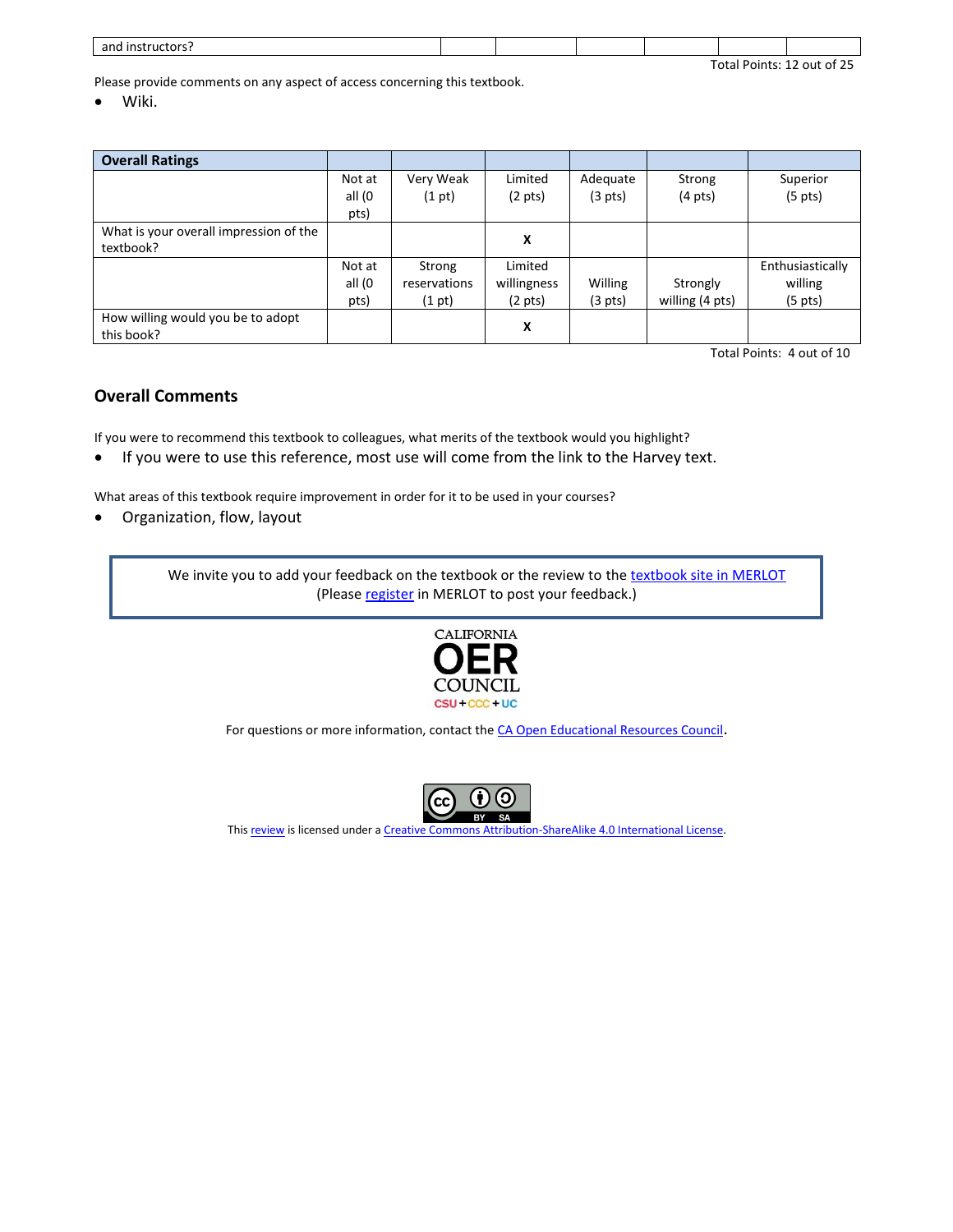| and instructors? | | | | | | |
|---|---|---|---|---|---|---|

Total Points: 12 out of 25

Please provide comments on any aspect of access concerning this textbook.

- Wiki.

| Overall Ratings | | | | | | |
|---|---|---|---|---|---|---|
| | Not at all (0 pts) | Very Weak (1 pt) | Limited (2 pts) | Adequate (3 pts) | Strong (4 pts) | Superior (5 pts) |
| What is your overall impression of the textbook? | | | X | | | |
| | Not at all (0 pts) | Strong reservations (1 pt) | Limited willingness (2 pts) | Willing (3 pts) | Strongly willing (4 pts) | Enthusiastically willing (5 pts) |
| How willing would you be to adopt this book? | | | X | | | |

Total Points: 4 out of 10

## Overall Comments

If you were to recommend this textbook to colleagues, what merits of the textbook would you highlight?

- If you were to use this reference, most use will come from the link to the Harvey text.

What areas of this textbook require improvement in order for it to be used in your courses?

- Organization, flow, layout

We invite you to add your feedback on the textbook or the review to the textbook site in MERLOT (Please register in MERLOT to post your feedback.)

CALIFORNIA OER COUNCIL
CSU + CCC + UC

For questions or more information, contact the CA Open Educational Resources Council.

This review is licensed under a Creative Commons Attribution-ShareAlike 4.0 International License.